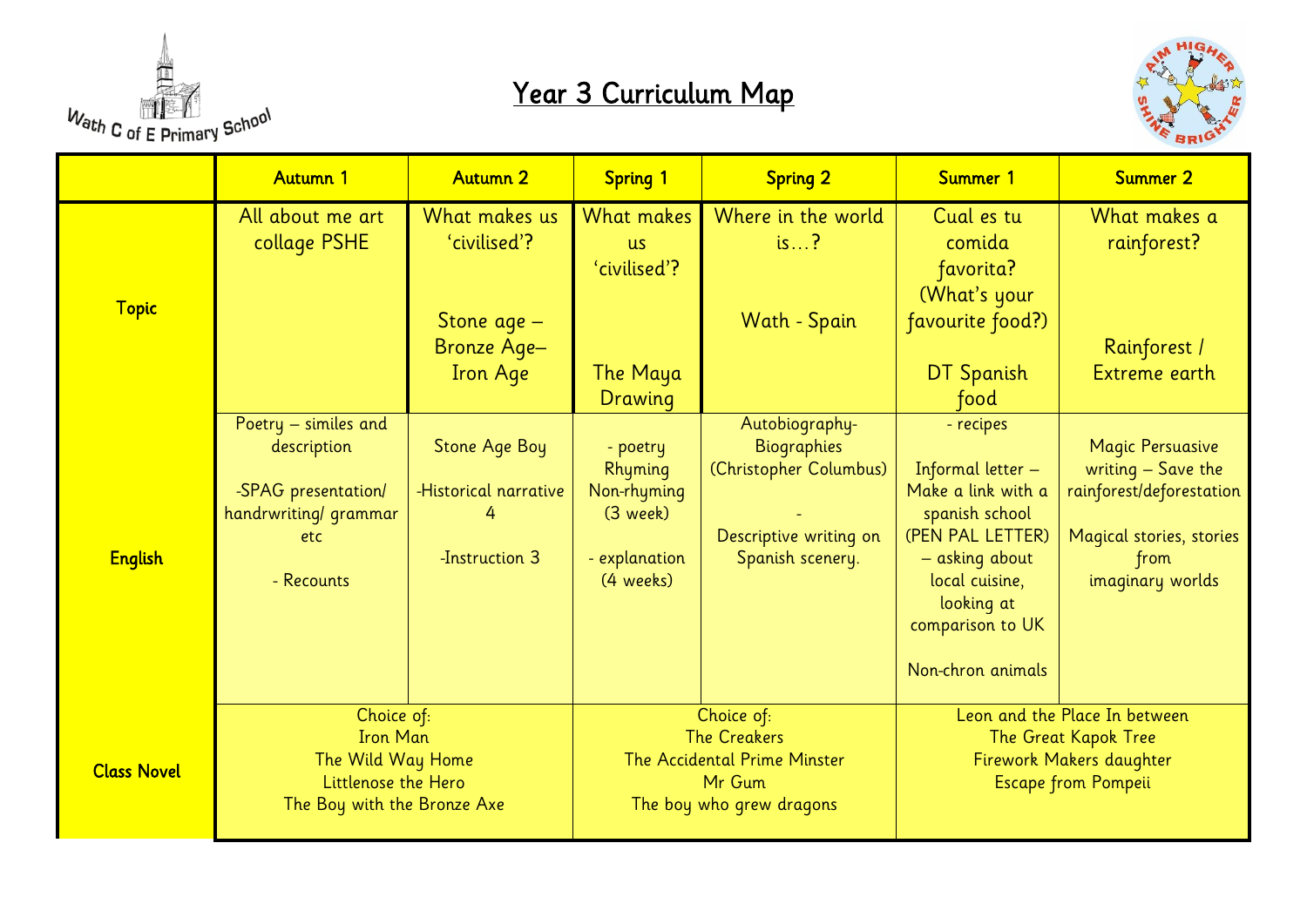Wath C of E Primary School

# Year 3 Curriculum Map

| | Autumn 1 | Autumn 2 | Spring 1 | Spring 2 | Summer 1 | Summer 2 |
|---|---|---|---|---|---|---|
| **Topic** | All about me art collage PSHE | What makes us 'civilised'?<br><br>Stone age – Bronze Age– Iron Age | What makes us 'civilised'?<br><br>The Maya Drawing | Where in the world is…?<br><br>Wath - Spain | Cual es tu comida favorita? (What's your favourite food?)<br><br>DT Spanish food | What makes a rainforest?<br><br>Rainforest / Extreme earth |
| **English** | Poetry – similes and description<br><br>-SPAG presentation/ handrwriting/ grammar etc<br><br>- Recounts | Stone Age Boy<br><br>-Historical narrative 4<br><br>-Instruction 3 | - poetry Rhyming Non-rhyming (3 week)<br><br>- explanation (4 weeks) | Autobiography- Biographies (Christopher Columbus)<br><br>-<br><br>Descriptive writing on Spanish scenery. | - recipes<br><br>Informal letter – Make a link with a spanish school (PEN PAL LETTER) – asking about local cuisine, looking at comparison to UK<br><br>Non-chron animals | Magic Persuasive writing – Save the rainforest/deforestation<br><br>Magical stories, stories from imaginary worlds |
| **Class Novel** | Choice of:<br>Iron Man<br>The Wild Way Home<br>Littlenose the Hero<br>The Boy with the Bronze Axe | | Choice of:<br>The Creakers<br>The Accidental Prime Minster<br>Mr Gum<br>The boy who grew dragons | | Leon and the Place In between<br>The Great Kapok Tree<br>Firework Makers daughter<br>Escape from Pompeii | |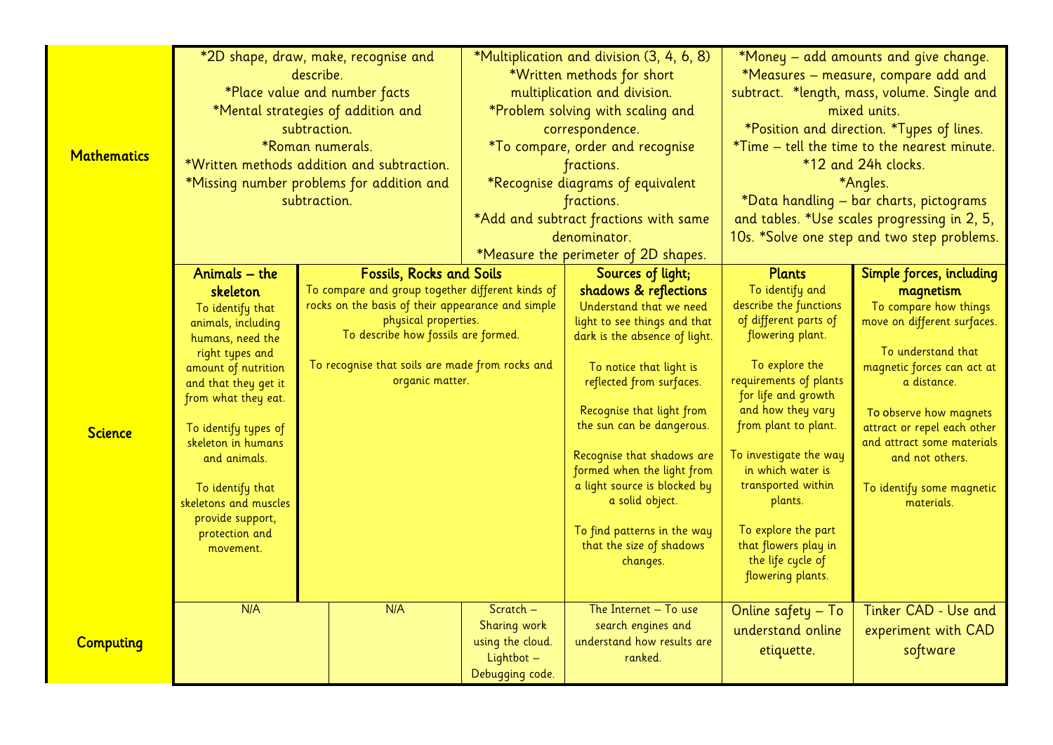| | | | | | | |
|---|---|---|---|---|---|---|
| **Mathematics** | *2D shape, draw, make, recognise and describe. *Place value and number facts *Mental strategies of addition and subtraction. *Roman numerals. *Written methods addition and subtraction. *Missing number problems for addition and subtraction. | | *Multiplication and division (3, 4, 6, 8) *Written methods for short multiplication and division. *Problem solving with scaling and correspondence. *To compare, order and recognise fractions. *Recognise diagrams of equivalent fractions. *Add and subtract fractions with same denominator. *Measure the perimeter of 2D shapes. | | *Money – add amounts and give change. *Measures – measure, compare add and subtract. *length, mass, volume. Single and mixed units. *Position and direction. *Types of lines. *Time – tell the time to the nearest minute. *12 and 24h clocks. *Angles. *Data handling – bar charts, pictograms and tables. *Use scales progressing in 2, 5, 10s. *Solve one step and two step problems. | |
| **Science** | **Animals – the skeleton** To identify that animals, including humans, need the right types and amount of nutrition and that they get it from what they eat. To identify types of skeleton in humans and animals. To identify that skeletons and muscles provide support, protection and movement. | **Fossils, Rocks and Soils** To compare and group together different kinds of rocks on the basis of their appearance and simple physical properties. To describe how fossils are formed. To recognise that soils are made from rocks and organic matter. | | **Sources of light; shadows & reflections** Understand that we need light to see things and that dark is the absence of light. To notice that light is reflected from surfaces. Recognise that light from the sun can be dangerous. Recognise that shadows are formed when the light from a light source is blocked by a solid object. To find patterns in the way that the size of shadows changes. | **Plants** To identify and describe the functions of different parts of flowering plant. To explore the requirements of plants for life and growth and how they vary from plant to plant. To investigate the way in which water is transported within plants. To explore the part that flowers play in the life cycle of flowering plants. | **Simple forces, including magnetism** To compare how things move on different surfaces. To understand that magnetic forces can act at a distance. To observe how magnets attract or repel each other and attract some materials and not others. To identify some magnetic materials. |
| **Computing** | N/A | N/A | Scratch – Sharing work using the cloud. Lightbot – Debugging code. | The Internet – To use search engines and understand how results are ranked. | Online safety – To understand online etiquette. | Tinker CAD - Use and experiment with CAD software |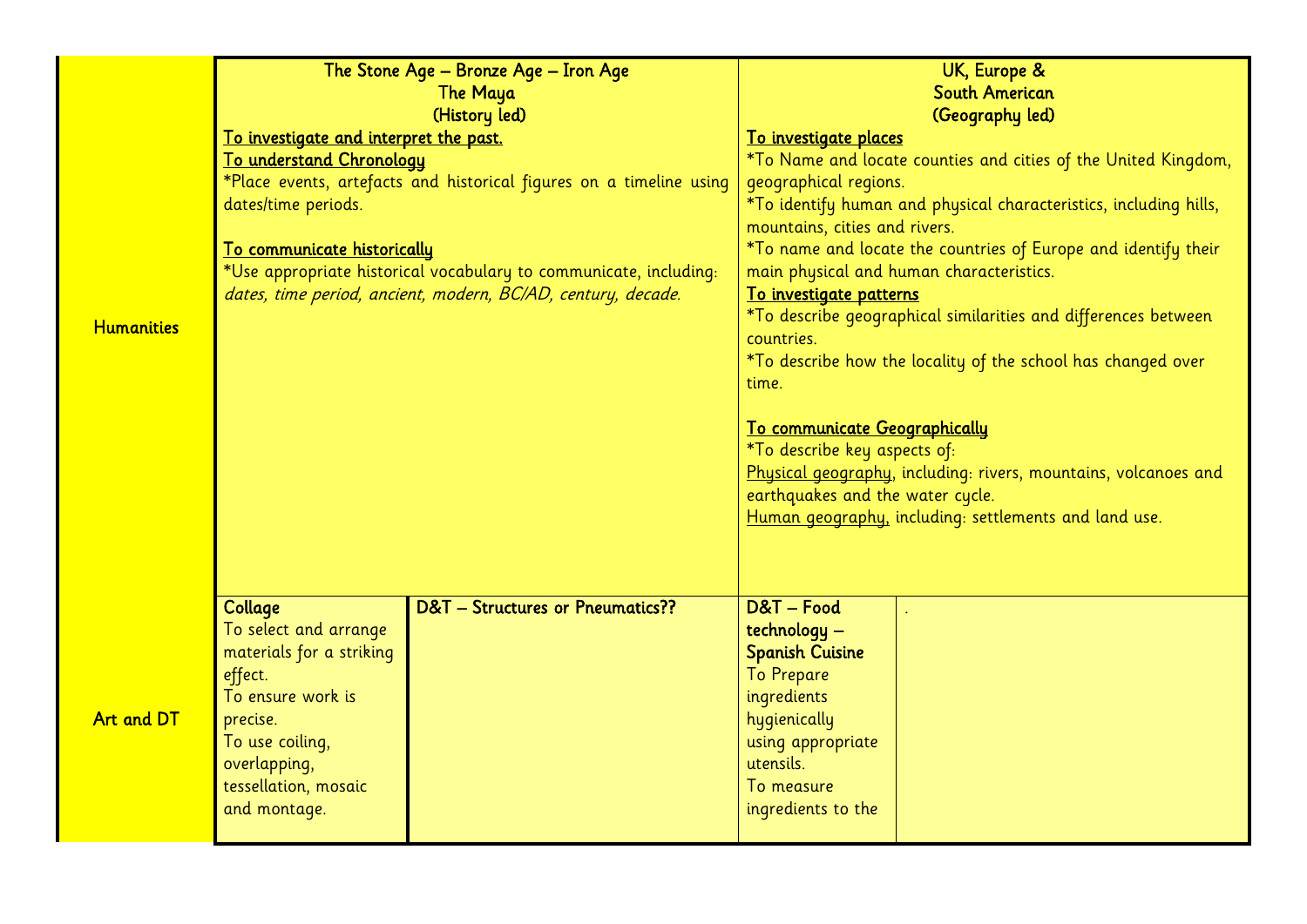| | | | | |
|---|---|---|---|---|
| Humanities | The Stone Age – Bronze Age – Iron Age<br>The Maya<br>(History led)<br><u>To investigate and interpret the past.</u><br><u>To understand Chronology</u><br>*Place events, artefacts and historical figures on a timeline using dates/time periods.<br><br><u>To communicate historically</u><br>*Use appropriate historical vocabulary to communicate, including: *dates, time period, ancient, modern, BC/AD, century, decade.* | | UK, Europe &<br>South American<br>(Geography led)<br><u>To investigate places</u><br>*To Name and locate counties and cities of the United Kingdom, geographical regions.<br>*To identify human and physical characteristics, including hills, mountains, cities and rivers.<br>*To name and locate the countries of Europe and identify their main physical and human characteristics.<br><u>To investigate patterns</u><br>*To describe geographical similarities and differences between countries.<br>*To describe how the locality of the school has changed over time.<br><br><u>To communicate Geographically</u><br>*To describe key aspects of:<br><u>Physical geography</u>, including: rivers, mountains, volcanoes and earthquakes and the water cycle.<br><u>Human geography,</u> including: settlements and land use. | |
| Art and DT | Collage<br>To select and arrange materials for a striking effect.<br>To ensure work is precise.<br>To use coiling, overlapping, tessellation, mosaic and montage. | D&T – Structures or Pneumatics?? | D&T – Food technology – Spanish Cuisine<br>To Prepare ingredients hygienically using appropriate utensils.<br>To measure ingredients to the | . |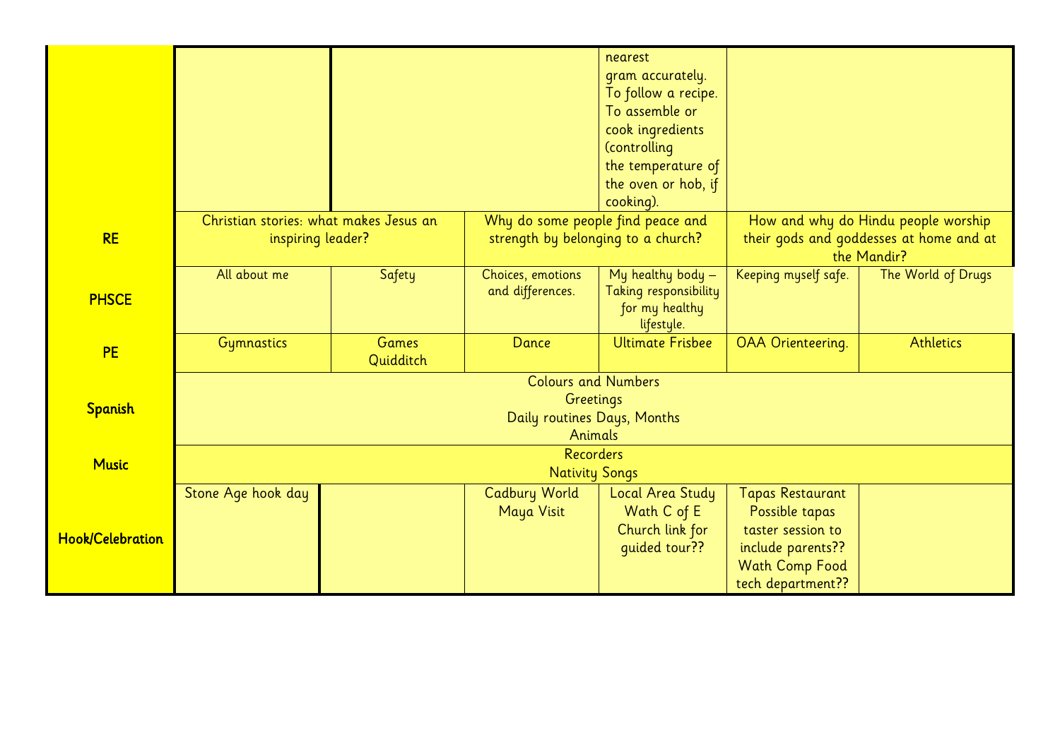| | | | | | | |
|---|---|---|---|---|---|---|
| | | | | nearest gram accurately. To follow a recipe. To assemble or cook ingredients (controlling the temperature of the oven or hob, if cooking). | | |
| RE | Christian stories: what makes Jesus an inspiring leader? | | Why do some people find peace and strength by belonging to a church? | | How and why do Hindu people worship their gods and goddesses at home and at the Mandir? | |
| PHSCE | All about me | Safety | Choices, emotions and differences. | My healthy body – Taking responsibility for my healthy lifestyle. | Keeping myself safe. | The World of Drugs |
| PE | Gymnastics | Games Quidditch | Dance | Ultimate Frisbee | OAA Orienteering. | Athletics |
| Spanish | Colours and Numbers<br>Greetings<br>Daily routines Days, Months<br>Animals | | | | | |
| Music | Recorders<br>Nativity Songs | | | | | |
| Hook/Celebration | Stone Age hook day | | Cadbury World<br>Maya Visit | Local Area Study<br>Wath C of E Church link for guided tour?? | Tapas Restaurant<br>Possible tapas taster session to include parents??<br>Wath Comp Food tech department?? | |